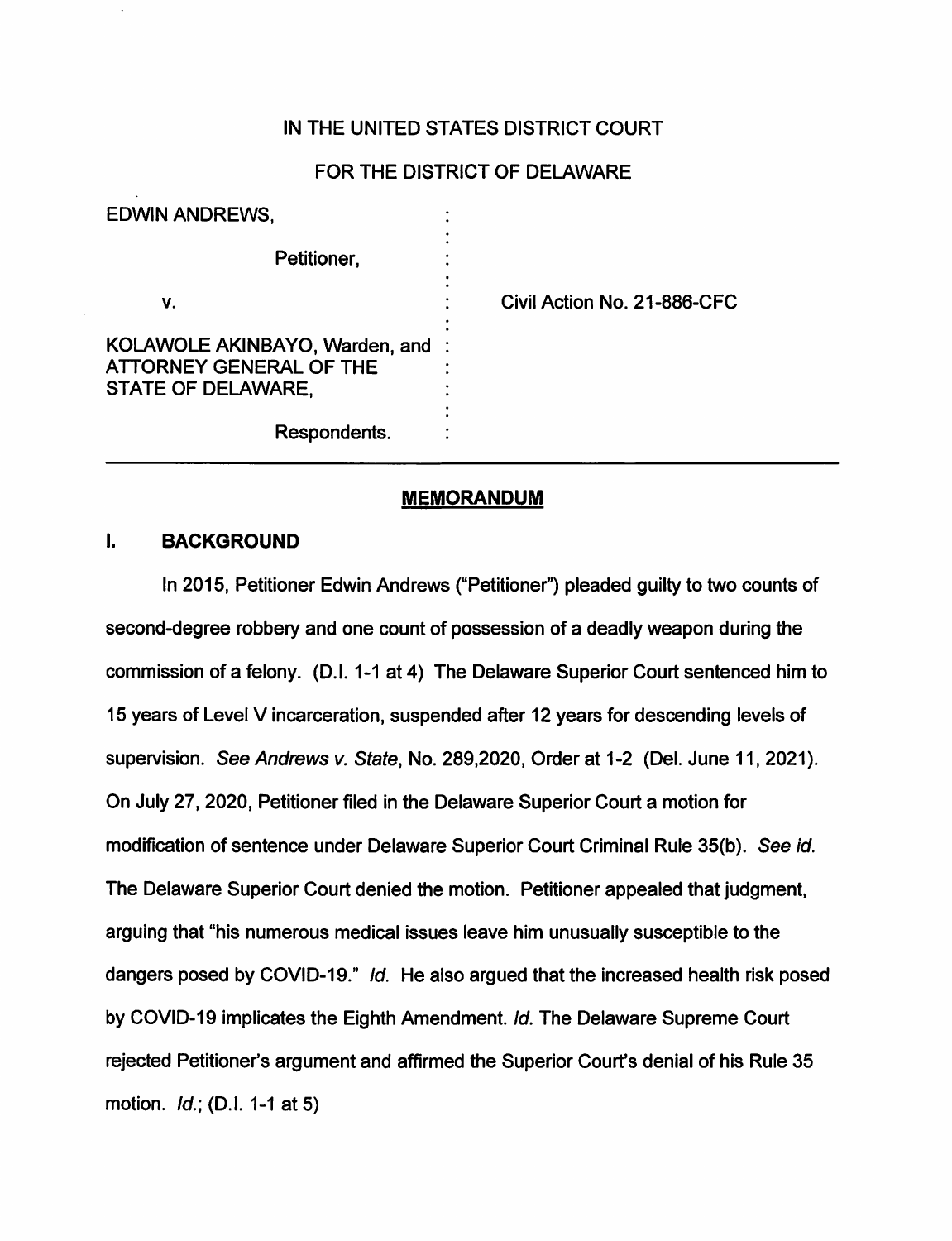IN THE UNITED STATES DISTRICT COURT

FOR THE DISTRICT OF DELAWARE

EDWIN ANDREWS,

Petitioner,

v.

KOLAWOLE AKINBAYO, Warden, and ATTORNEY GENERAL OF THE STATE OF DELAWARE,

Respondents.

Civil Action No. 21-886-CFC

## **MEMORANDUM**

### I. BACKGROUND

In 2015, Petitioner Edwin Andrews ("Petitioner") pleaded guilty to two counts of second-degree robbery and one count of possession of a deadly weapon during the commission of a felony. (D.I. 1-1 at 4) The Delaware Superior Court sentenced him to 15 years of Level V incarceration, suspended after 12 years for descending levels of supervision. *See Andrews v. State*, No. 289,2020, Order at 1-2 (Del. June 11, 2021). On July 27, 2020, Petitioner filed in the Delaware Superior Court a motion for modification of sentence under Delaware Superior Court Criminal Rule 35(b). *See id.* The Delaware Superior Court denied the motion. Petitioner appealed that judgment, arguing that "his numerous medical issues leave him unusually susceptible to the dangers posed by COVID-19." *Id.* He also argued that the increased health risk posed by COVID-19 implicates the Eighth Amendment. *Id.* The Delaware Supreme Court rejected Petitioner's argument and affirmed the Superior Court's denial of his Rule 35 motion. *Id.*; (D.I. 1-1 at 5)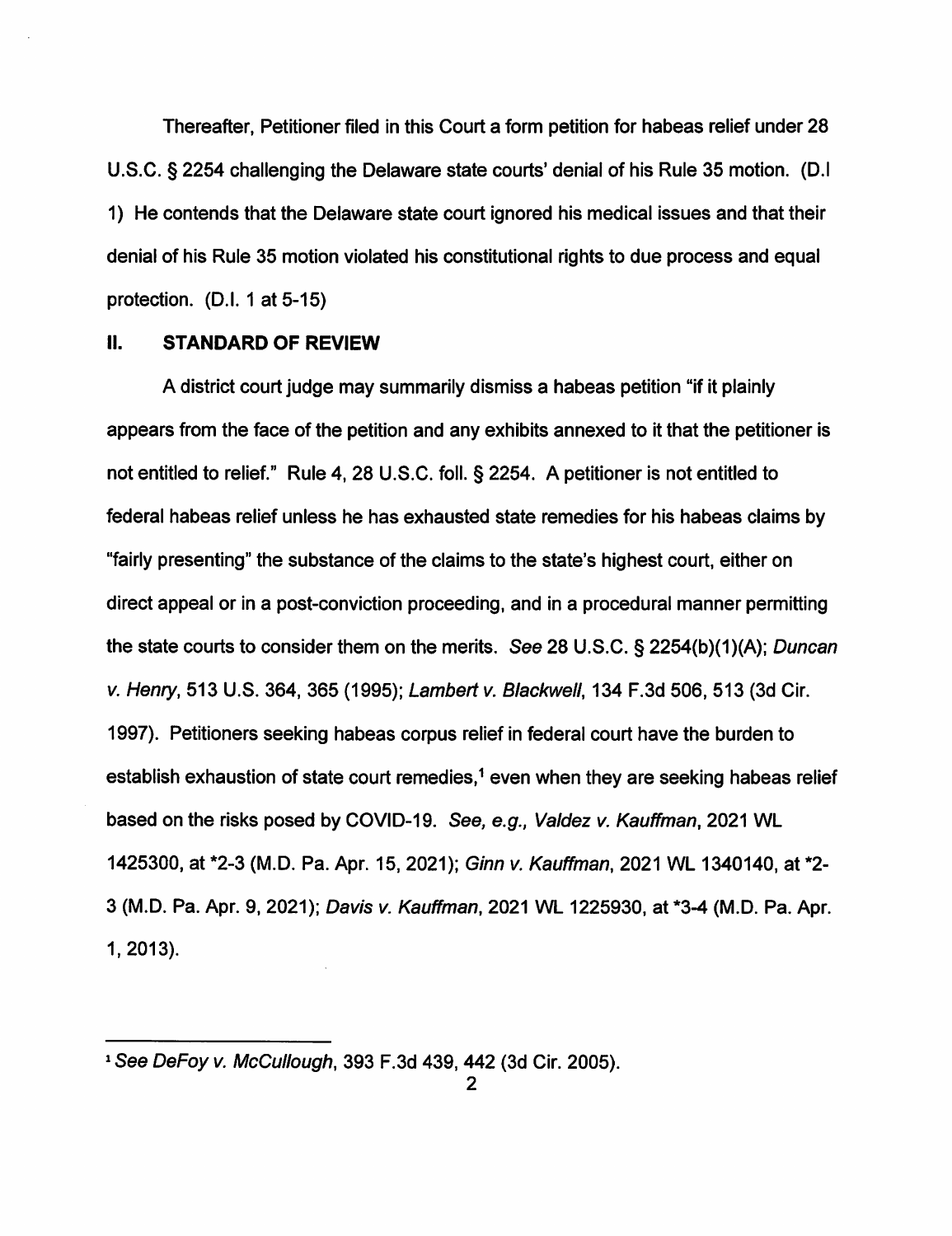Thereafter, Petitioner filed in this Court a form petition for habeas relief under 28 U.S.C. § 2254 challenging the Delaware state courts' denial of his Rule 35 motion. (D.I 1) He contends that the Delaware state court ignored his medical issues and that their denial of his Rule 35 motion violated his constitutional rights to due process and equal protection. (D.I. 1 at 5-15)

## II. STANDARD OF REVIEW

A district court judge may summarily dismiss a habeas petition "if it plainly appears from the face of the petition and any exhibits annexed to it that the petitioner is not entitled to relief." Rule 4, 28 U.S.C. foll. § 2254. A petitioner is not entitled to federal habeas relief unless he has exhausted state remedies for his habeas claims by "fairly presenting" the substance of the claims to the state's highest court, either on direct appeal or in a post-conviction proceeding, and in a procedural manner permitting the state courts to consider them on the merits. *See* 28 U.S.C. § 2254(b)(1)(A); *Duncan v. Henry*, 513 U.S. 364, 365 (1995); *Lambert v. Blackwell*, 134 F.3d 506, 513 (3d Cir. 1997). Petitioners seeking habeas corpus relief in federal court have the burden to establish exhaustion of state court remedies,[1] even when they are seeking habeas relief based on the risks posed by COVID-19. *See, e.g., Valdez v. Kauffman*, 2021 WL 1425300, at *2-3 (M.D. Pa. Apr. 15, 2021); *Ginn v. Kauffman*, 2021 WL 1340140, at *2-3 (M.D. Pa. Apr. 9, 2021); *Davis v. Kauffman*, 2021 WL 1225930, at *3-4 (M.D. Pa. Apr. 1, 2013).

---

[1] *See DeFoy v. McCullough*, 393 F.3d 439, 442 (3d Cir. 2005).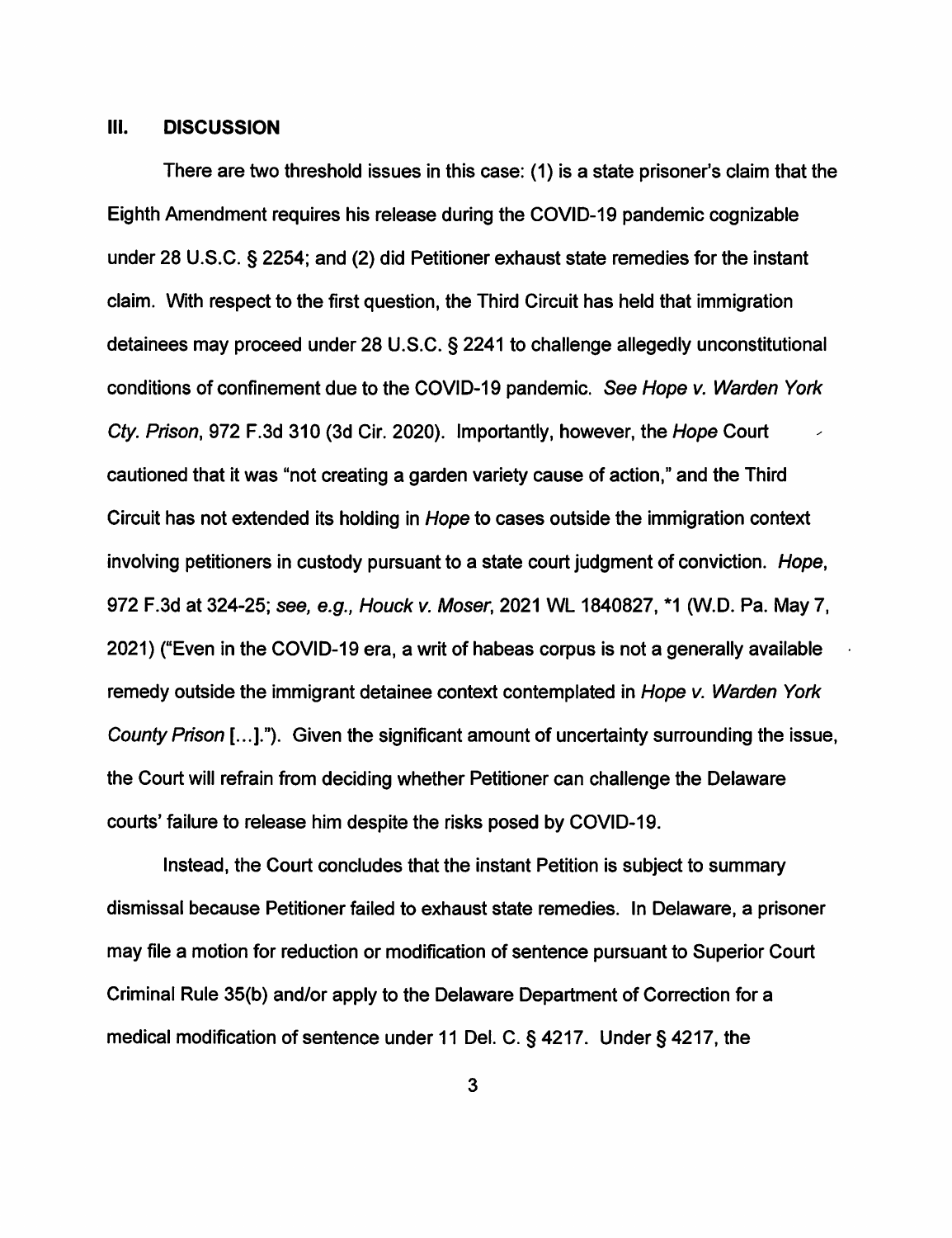## III. DISCUSSION

There are two threshold issues in this case: (1) is a state prisoner's claim that the Eighth Amendment requires his release during the COVID-19 pandemic cognizable under 28 U.S.C. § 2254; and (2) did Petitioner exhaust state remedies for the instant claim. With respect to the first question, the Third Circuit has held that immigration detainees may proceed under 28 U.S.C. § 2241 to challenge allegedly unconstitutional conditions of confinement due to the COVID-19 pandemic. *See Hope v. Warden York Cty. Prison*, 972 F.3d 310 (3d Cir. 2020). Importantly, however, the *Hope* Court cautioned that it was "not creating a garden variety cause of action," and the Third Circuit has not extended its holding in *Hope* to cases outside the immigration context involving petitioners in custody pursuant to a state court judgment of conviction. *Hope*, 972 F.3d at 324-25; *see, e.g., Houck v. Moser*, 2021 WL 1840827, *1 (W.D. Pa. May 7, 2021) ("Even in the COVID-19 era, a writ of habeas corpus is not a generally available remedy outside the immigrant detainee context contemplated in *Hope v. Warden York County Prison* [...]."). Given the significant amount of uncertainty surrounding the issue, the Court will refrain from deciding whether Petitioner can challenge the Delaware courts' failure to release him despite the risks posed by COVID-19.

Instead, the Court concludes that the instant Petition is subject to summary dismissal because Petitioner failed to exhaust state remedies. In Delaware, a prisoner may file a motion for reduction or modification of sentence pursuant to Superior Court Criminal Rule 35(b) and/or apply to the Delaware Department of Correction for a medical modification of sentence under 11 Del. C. § 4217. Under § 4217, the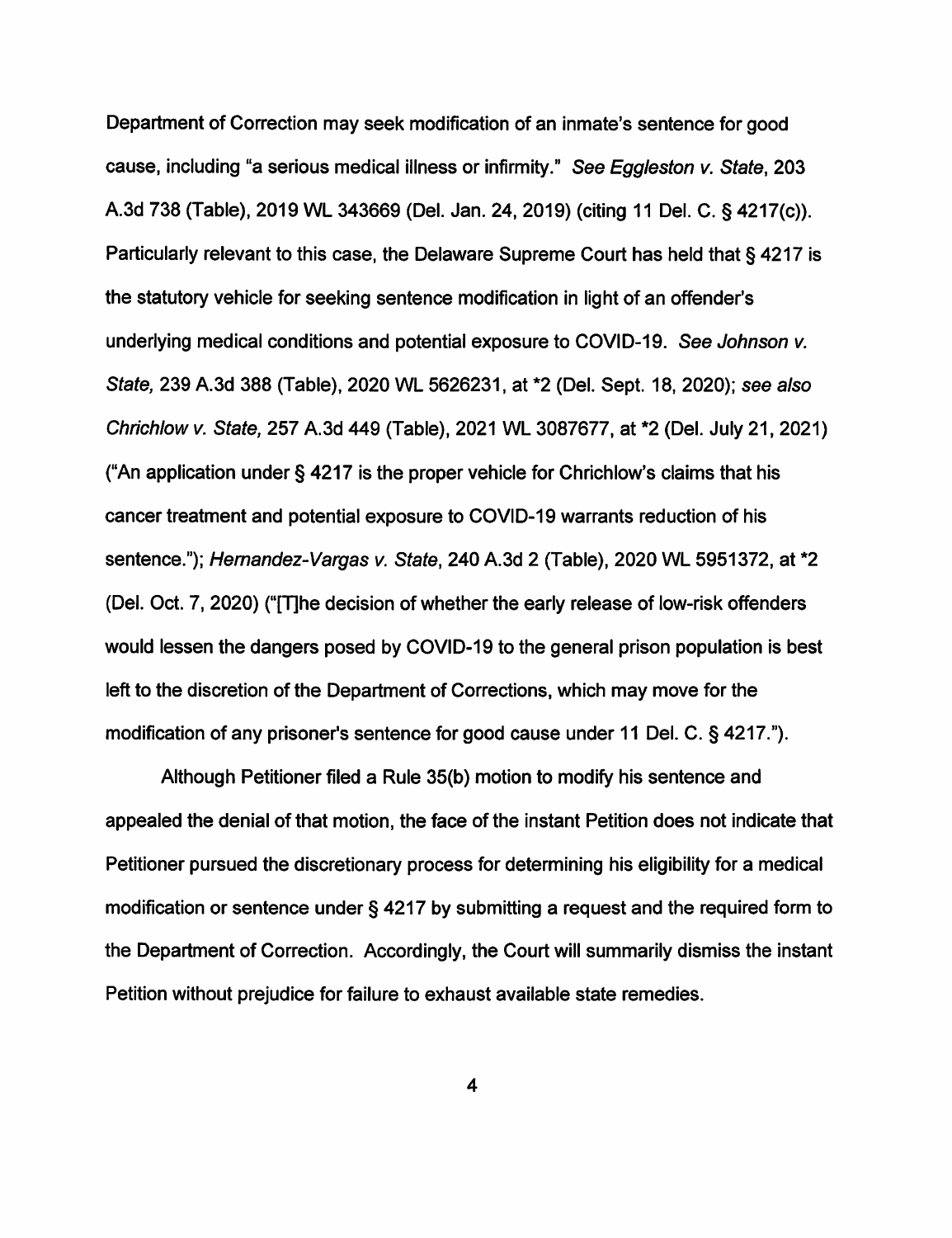Department of Correction may seek modification of an inmate's sentence for good cause, including "a serious medical illness or infirmity." *See Eggleston v. State*, 203 A.3d 738 (Table), 2019 WL 343669 (Del. Jan. 24, 2019) (citing 11 Del. C. § 4217(c)). Particularly relevant to this case, the Delaware Supreme Court has held that § 4217 is the statutory vehicle for seeking sentence modification in light of an offender's underlying medical conditions and potential exposure to COVID-19. *See Johnson v. State*, 239 A.3d 388 (Table), 2020 WL 5626231, at *2 (Del. Sept. 18, 2020); *see also Chrichlow v. State*, 257 A.3d 449 (Table), 2021 WL 3087677, at *2 (Del. July 21, 2021) ("An application under § 4217 is the proper vehicle for Chrichlow's claims that his cancer treatment and potential exposure to COVID-19 warrants reduction of his sentence."); *Hernandez-Vargas v. State*, 240 A.3d 2 (Table), 2020 WL 5951372, at *2 (Del. Oct. 7, 2020) ("[T]he decision of whether the early release of low-risk offenders would lessen the dangers posed by COVID-19 to the general prison population is best left to the discretion of the Department of Corrections, which may move for the modification of any prisoner's sentence for good cause under 11 Del. C. § 4217.").

Although Petitioner filed a Rule 35(b) motion to modify his sentence and appealed the denial of that motion, the face of the instant Petition does not indicate that Petitioner pursued the discretionary process for determining his eligibility for a medical modification or sentence under § 4217 by submitting a request and the required form to the Department of Correction. Accordingly, the Court will summarily dismiss the instant Petition without prejudice for failure to exhaust available state remedies.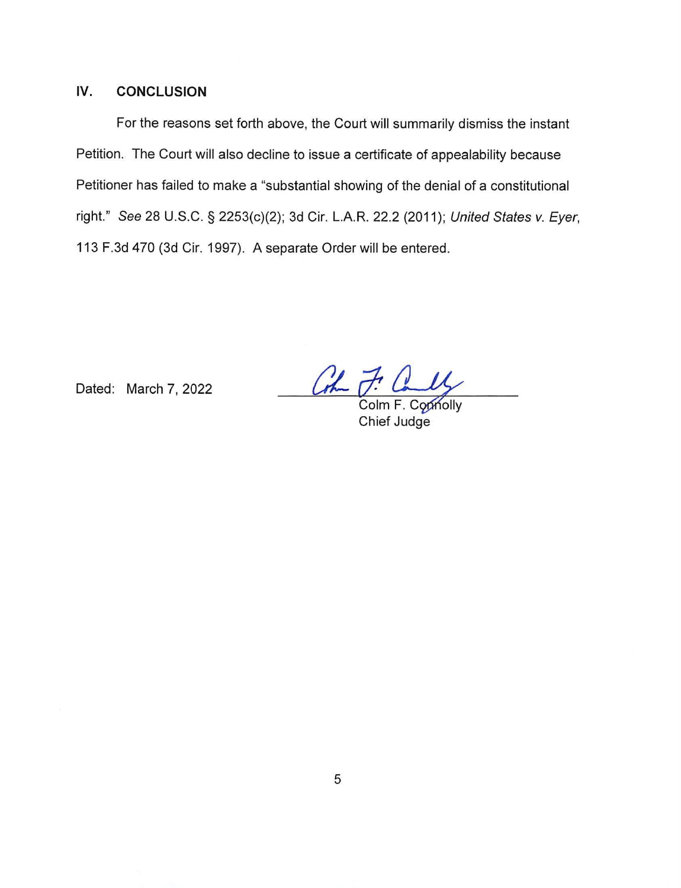## IV. CONCLUSION

For the reasons set forth above, the Court will summarily dismiss the instant Petition. The Court will also decline to issue a certificate of appealability because Petitioner has failed to make a "substantial showing of the denial of a constitutional right." *See* 28 U.S.C. § 2253(c)(2); 3d Cir. L.A.R. 22.2 (2011); *United States v. Eyer*, 113 F.3d 470 (3d Cir. 1997). A separate Order will be entered.

Dated: March 7, 2022

Colm F. Connolly
Chief Judge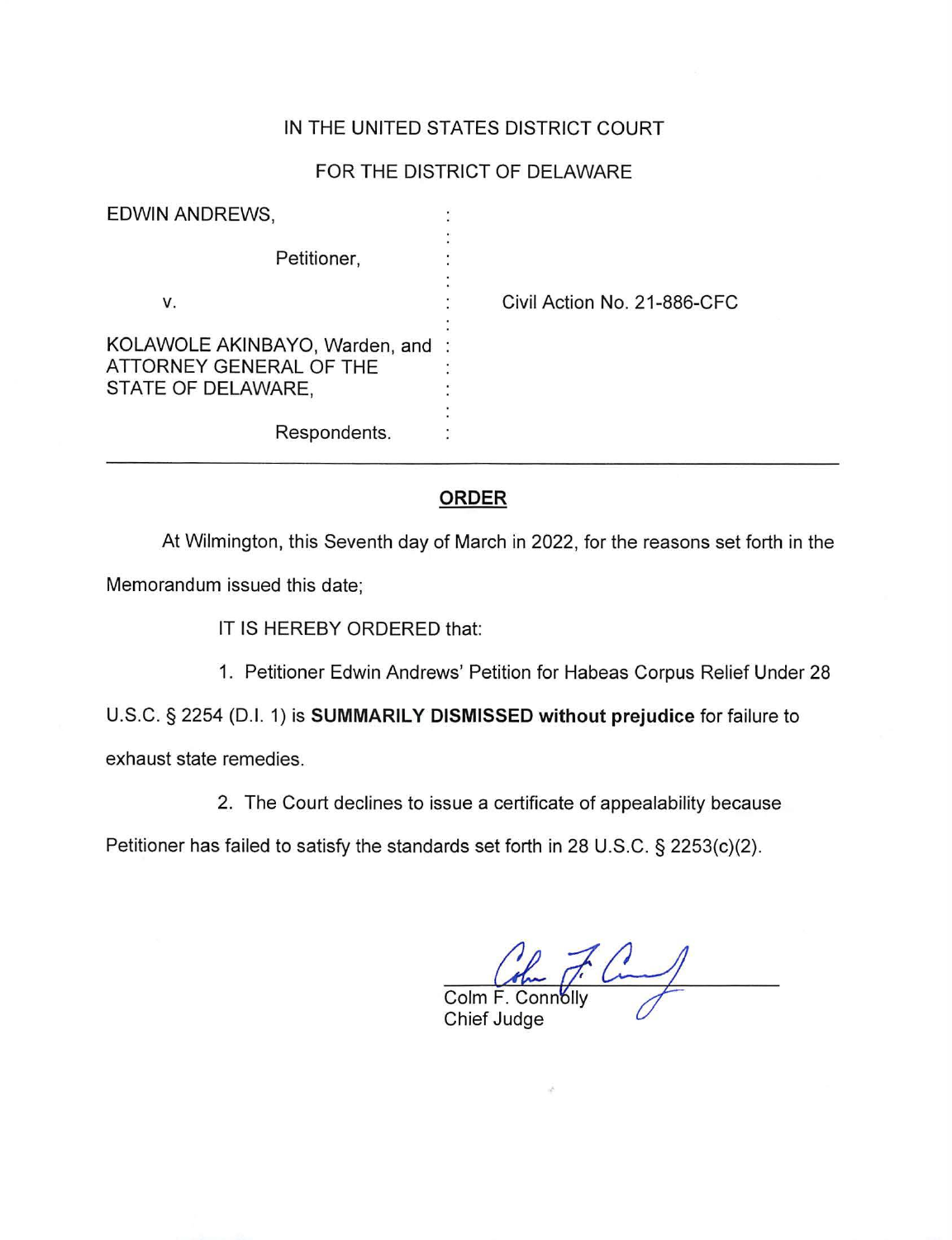IN THE UNITED STATES DISTRICT COURT

FOR THE DISTRICT OF DELAWARE

| | | |
|---|---|---|
| EDWIN ANDREWS, | : | |
| Petitioner, | : | |
| v. | : | Civil Action No. 21-886-CFC |
| KOLAWOLE AKINBAYO, Warden, and ATTORNEY GENERAL OF THE STATE OF DELAWARE, | : | |
| Respondents. | : | |

## ORDER

At Wilmington, this Seventh day of March in 2022, for the reasons set forth in the Memorandum issued this date;

IT IS HEREBY ORDERED that:

1. Petitioner Edwin Andrews' Petition for Habeas Corpus Relief Under 28 U.S.C. § 2254 (D.I. 1) is **SUMMARILY DISMISSED without prejudice** for failure to exhaust state remedies.

2. The Court declines to issue a certificate of appealability because Petitioner has failed to satisfy the standards set forth in 28 U.S.C. § 2253(c)(2).

Colm F. Connolly
Chief Judge